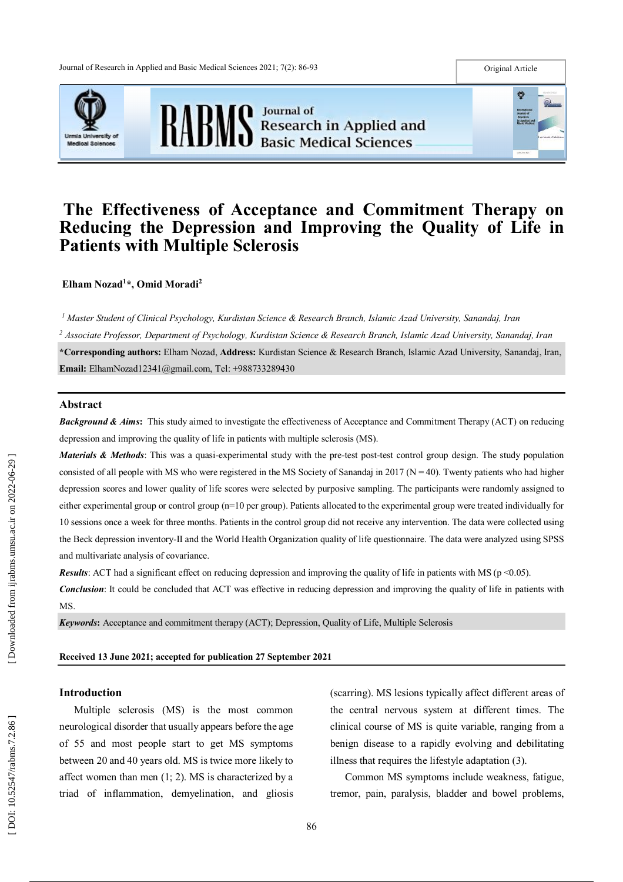# The Effectiveness of Acceptance and Commitment Therapy on Reducing the Depression and Improving the Quality of Life in Patients with Multiple Sclerosis

**Elham Nozad[1]*, Omid Moradi[2]**

[1] *Master Student of Clinical Psychology, Kurdistan Science & Research Branch, Islamic Azad University, Sanandaj, Iran*

[2] *Associate Professor, Department of Psychology, Kurdistan Science & Research Branch, Islamic Azad University, Sanandaj, Iran*

**\*Corresponding authors:** Elham Nozad, **Address:** Kurdistan Science & Research Branch, Islamic Azad University, Sanandaj, Iran, **Email:** ElhamNozad12341@gmail.com, Tel: +988733289430

## Abstract

***Background & Aims*:** This study aimed to investigate the effectiveness of Acceptance and Commitment Therapy (ACT) on reducing depression and improving the quality of life in patients with multiple sclerosis (MS).

***Materials & Methods*:** This was a quasi-experimental study with the pre-test post-test control group design. The study population consisted of all people with MS who were registered in the MS Society of Sanandaj in 2017 (N = 40). Twenty patients who had higher depression scores and lower quality of life scores were selected by purposive sampling. The participants were randomly assigned to either experimental group or control group (n=10 per group). Patients allocated to the experimental group were treated individually for 10 sessions once a week for three months. Patients in the control group did not receive any intervention. The data were collected using the Beck depression inventory-II and the World Health Organization quality of life questionnaire. The data were analyzed using SPSS and multivariate analysis of covariance.

***Results*:** ACT had a significant effect on reducing depression and improving the quality of life in patients with MS ($p < 0.05$).

***Conclusion*:** It could be concluded that ACT was effective in reducing depression and improving the quality of life in patients with MS.

***Keywords*:** Acceptance and commitment therapy (ACT); Depression, Quality of Life, Multiple Sclerosis

**Received 13 June 2021; accepted for publication 27 September 2021**

## Introduction

Multiple sclerosis (MS) is the most common neurological disorder that usually appears before the age of 55 and most people start to get MS symptoms between 20 and 40 years old. MS is twice more likely to affect women than men (1; 2). MS is characterized by a triad of inflammation, demyelination, and gliosis (scarring). MS lesions typically affect different areas of the central nervous system at different times. The clinical course of MS is quite variable, ranging from a benign disease to a rapidly evolving and debilitating illness that requires the lifestyle adaptation (3).

Common MS symptoms include weakness, fatigue, tremor, pain, paralysis, bladder and bowel problems,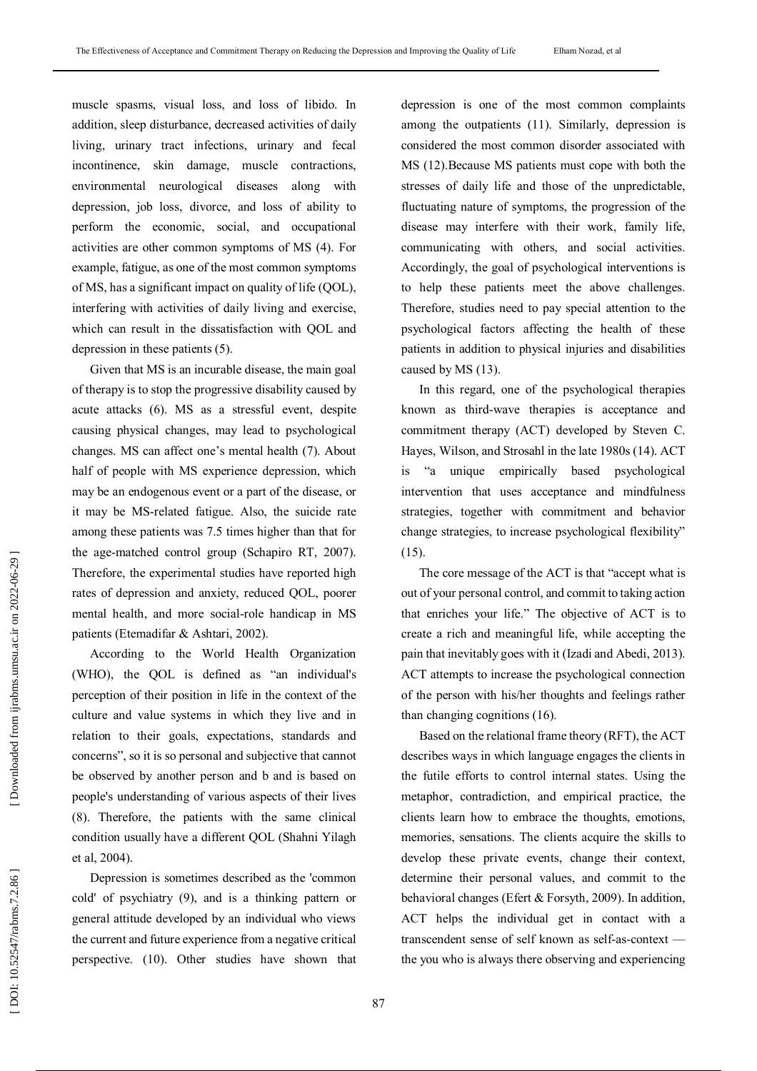muscle spasms, visual loss, and loss of libido. In addition, sleep disturbance, decreased activities of daily living, urinary tract infections, urinary and fecal incontinence, skin damage, muscle contractions, environmental neurological diseases along with depression, job loss, divorce, and loss of ability to perform the economic, social, and occupational activities are other common symptoms of MS (4). For example, fatigue, as one of the most common symptoms of MS, has a significant impact on quality of life (QOL), interfering with activities of daily living and exercise, which can result in the dissatisfaction with QOL and depression in these patients (5).

Given that MS is an incurable disease, the main goal of therapy is to stop the progressive disability caused by acute attacks (6). MS as a stressful event, despite causing physical changes, may lead to psychological changes. MS can affect one's mental health (7). About half of people with MS experience depression, which may be an endogenous event or a part of the disease, or it may be MS-related fatigue. Also, the suicide rate among these patients was 7.5 times higher than that for the age-matched control group (Schapiro RT, 2007). Therefore, the experimental studies have reported high rates of depression and anxiety, reduced QOL, poorer mental health, and more social-role handicap in MS patients (Etemadifar & Ashtari, 2002).

According to the World Health Organization (WHO), the QOL is defined as "an individual's perception of their position in life in the context of the culture and value systems in which they live and in relation to their goals, expectations, standards and concerns", so it is so personal and subjective that cannot be observed by another person and b and is based on people's understanding of various aspects of their lives (8). Therefore, the patients with the same clinical condition usually have a different QOL (Shahni Yilagh et al, 2004).

Depression is sometimes described as the 'common cold' of psychiatry (9), and is a thinking pattern or general attitude developed by an individual who views the current and future experience from a negative critical perspective. (10). Other studies have shown that depression is one of the most common complaints among the outpatients (11). Similarly, depression is considered the most common disorder associated with MS (12).Because MS patients must cope with both the stresses of daily life and those of the unpredictable, fluctuating nature of symptoms, the progression of the disease may interfere with their work, family life, communicating with others, and social activities. Accordingly, the goal of psychological interventions is to help these patients meet the above challenges. Therefore, studies need to pay special attention to the psychological factors affecting the health of these patients in addition to physical injuries and disabilities caused by MS (13).

In this regard, one of the psychological therapies known as third-wave therapies is acceptance and commitment therapy (ACT) developed by Steven C. Hayes, Wilson, and Strosahl in the late 1980s (14). ACT is "a unique empirically based psychological intervention that uses acceptance and mindfulness strategies, together with commitment and behavior change strategies, to increase psychological flexibility" (15).

The core message of the ACT is that "accept what is out of your personal control, and commit to taking action that enriches your life." The objective of ACT is to create a rich and meaningful life, while accepting the pain that inevitably goes with it (Izadi and Abedi, 2013). ACT attempts to increase the psychological connection of the person with his/her thoughts and feelings rather than changing cognitions (16).

Based on the relational frame theory (RFT), the ACT describes ways in which language engages the clients in the futile efforts to control internal states. Using the metaphor, contradiction, and empirical practice, the clients learn how to embrace the thoughts, emotions, memories, sensations. The clients acquire the skills to develop these private events, change their context, determine their personal values, and commit to the behavioral changes (Efert & Forsyth, 2009). In addition, ACT helps the individual get in contact with a transcendent sense of self known as self-as-context — the you who is always there observing and experiencing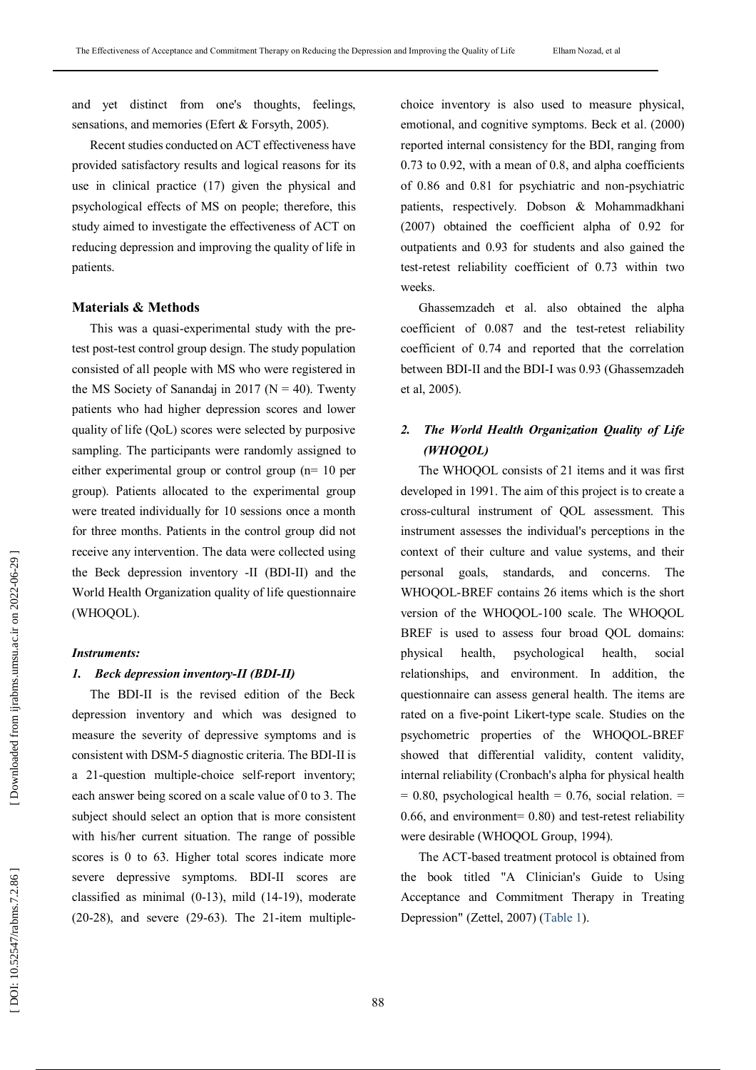and yet distinct from one's thoughts, feelings, sensations, and memories (Efert & Forsyth, 2005).

Recent studies conducted on ACT effectiveness have provided satisfactory results and logical reasons for its use in clinical practice (17) given the physical and psychological effects of MS on people; therefore, this study aimed to investigate the effectiveness of ACT on reducing depression and improving the quality of life in patients.

## Materials & Methods

This was a quasi-experimental study with the pre-test post-test control group design. The study population consisted of all people with MS who were registered in the MS Society of Sanandaj in 2017 (N = 40). Twenty patients who had higher depression scores and lower quality of life (QoL) scores were selected by purposive sampling. The participants were randomly assigned to either experimental group or control group (n= 10 per group). Patients allocated to the experimental group were treated individually for 10 sessions once a month for three months. Patients in the control group did not receive any intervention. The data were collected using the Beck depression inventory -II (BDI-II) and the World Health Organization quality of life questionnaire (WHOQOL).

### *Instruments:*

#### *1. Beck depression inventory-II (BDI-II)*

The BDI-II is the revised edition of the Beck depression inventory and which was designed to measure the severity of depressive symptoms and is consistent with DSM-5 diagnostic criteria. The BDI-II is a 21-question multiple-choice self-report inventory; each answer being scored on a scale value of 0 to 3. The subject should select an option that is more consistent with his/her current situation. The range of possible scores is 0 to 63. Higher total scores indicate more severe depressive symptoms. BDI-II scores are classified as minimal (0-13), mild (14-19), moderate (20-28), and severe (29-63). The 21-item multiple-choice inventory is also used to measure physical, emotional, and cognitive symptoms. Beck et al. (2000) reported internal consistency for the BDI, ranging from 0.73 to 0.92, with a mean of 0.8, and alpha coefficients of 0.86 and 0.81 for psychiatric and non-psychiatric patients, respectively. Dobson & Mohammadkhani (2007) obtained the coefficient alpha of 0.92 for outpatients and 0.93 for students and also gained the test-retest reliability coefficient of 0.73 within two weeks.

Ghassemzadeh et al. also obtained the alpha coefficient of 0.087 and the test-retest reliability coefficient of 0.74 and reported that the correlation between BDI-II and the BDI-I was 0.93 (Ghassemzadeh et al, 2005).

#### *2. The World Health Organization Quality of Life (WHOQOL)*

The WHOQOL consists of 21 items and it was first developed in 1991. The aim of this project is to create a cross-cultural instrument of QOL assessment. This instrument assesses the individual's perceptions in the context of their culture and value systems, and their personal goals, standards, and concerns. The WHOQOL-BREF contains 26 items which is the short version of the WHOQOL-100 scale. The WHOQOL BREF is used to assess four broad QOL domains: physical health, psychological health, social relationships, and environment. In addition, the questionnaire can assess general health. The items are rated on a five-point Likert-type scale. Studies on the psychometric properties of the WHOQOL-BREF showed that differential validity, content validity, internal reliability (Cronbach's alpha for physical health = 0.80, psychological health = 0.76, social relation. = 0.66, and environment= 0.80) and test-retest reliability were desirable (WHOQOL Group, 1994).

The ACT-based treatment protocol is obtained from the book titled "A Clinician's Guide to Using Acceptance and Commitment Therapy in Treating Depression" (Zettel, 2007) (Table 1).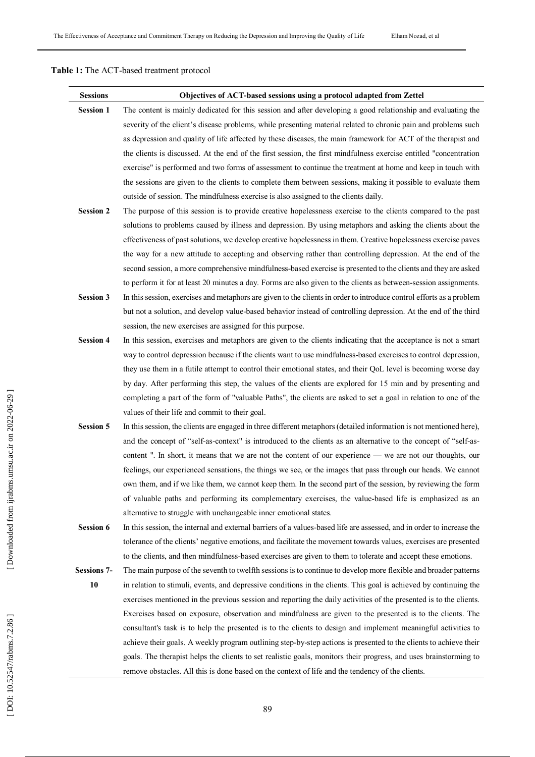**Table 1:** The ACT-based treatment protocol

| Sessions | Objectives of ACT-based sessions using a protocol adapted from Zettel |
|---|---|
| **Session 1** | The content is mainly dedicated for this session and after developing a good relationship and evaluating the severity of the client's disease problems, while presenting material related to chronic pain and problems such as depression and quality of life affected by these diseases, the main framework for ACT of the therapist and the clients is discussed. At the end of the first session, the first mindfulness exercise entitled "concentration exercise" is performed and two forms of assessment to continue the treatment at home and keep in touch with the sessions are given to the clients to complete them between sessions, making it possible to evaluate them outside of session. The mindfulness exercise is also assigned to the clients daily. |
| **Session 2** | The purpose of this session is to provide creative hopelessness exercise to the clients compared to the past solutions to problems caused by illness and depression. By using metaphors and asking the clients about the effectiveness of past solutions, we develop creative hopelessness in them. Creative hopelessness exercise paves the way for a new attitude to accepting and observing rather than controlling depression. At the end of the second session, a more comprehensive mindfulness-based exercise is presented to the clients and they are asked to perform it for at least 20 minutes a day. Forms are also given to the clients as between-session assignments. |
| **Session 3** | In this session, exercises and metaphors are given to the clients in order to introduce control efforts as a problem but not a solution, and develop value-based behavior instead of controlling depression. At the end of the third session, the new exercises are assigned for this purpose. |
| **Session 4** | In this session, exercises and metaphors are given to the clients indicating that the acceptance is not a smart way to control depression because if the clients want to use mindfulness-based exercises to control depression, they use them in a futile attempt to control their emotional states, and their QoL level is becoming worse day by day. After performing this step, the values of the clients are explored for 15 min and by presenting and completing a part of the form of "valuable Paths", the clients are asked to set a goal in relation to one of the values of their life and commit to their goal. |
| **Session 5** | In this session, the clients are engaged in three different metaphors (detailed information is not mentioned here), and the concept of "self-as-context" is introduced to the clients as an alternative to the concept of "self-as-content ". In short, it means that we are not the content of our experience — we are not our thoughts, our feelings, our experienced sensations, the things we see, or the images that pass through our heads. We cannot own them, and if we like them, we cannot keep them. In the second part of the session, by reviewing the form of valuable paths and performing its complementary exercises, the value-based life is emphasized as an alternative to struggle with unchangeable inner emotional states. |
| **Session 6** | In this session, the internal and external barriers of a values-based life are assessed, and in order to increase the tolerance of the clients' negative emotions, and facilitate the movement towards values, exercises are presented to the clients, and then mindfulness-based exercises are given to them to tolerate and accept these emotions. |
| **Sessions 7-10** | The main purpose of the seventh to twelfth sessions is to continue to develop more flexible and broader patterns in relation to stimuli, events, and depressive conditions in the clients. This goal is achieved by continuing the exercises mentioned in the previous session and reporting the daily activities of the presented is to the clients. Exercises based on exposure, observation and mindfulness are given to the presented is to the clients. The consultant's task is to help the presented is to the clients to design and implement meaningful activities to achieve their goals. A weekly program outlining step-by-step actions is presented to the clients to achieve their goals. The therapist helps the clients to set realistic goals, monitors their progress, and uses brainstorming to remove obstacles. All this is done based on the context of life and the tendency of the clients. |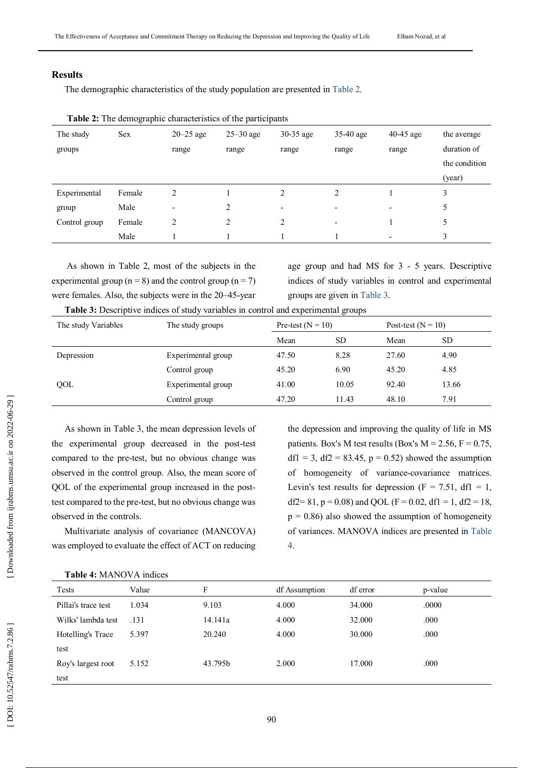## Results

The demographic characteristics of the study population are presented in Table 2.

**Table 2:** The demographic characteristics of the participants

| The study groups | Sex | 20–25 age range | 25–30 age range | 30-35 age range | 35-40 age range | 40-45 age range | the average duration of the condition (year) |
|---|---|---|---|---|---|---|---|
| Experimental group | Female | 2 | 1 | 2 | 2 | 1 | 3 |
| | Male | - | 2 | - | - | - | 5 |
| Control group | Female | 2 | 2 | 2 | - | 1 | 5 |
| | Male | 1 | 1 | 1 | 1 | - | 3 |

As shown in Table 2, most of the subjects in the experimental group (n = 8) and the control group (n = 7) were females. Also, the subjects were in the 20–45-year age group and had MS for 3 - 5 years. Descriptive indices of study variables in control and experimental groups are given in Table 3.

**Table 3:** Descriptive indices of study variables in control and experimental groups

| The study Variables | The study groups | Pre-test (N = 10) | | Post-test (N = 10) | |
|---|---|---|---|---|---|
| | | Mean | SD | Mean | SD |
| Depression | Experimental group | 47.50 | 8.28 | 27.60 | 4.90 |
| | Control group | 45.20 | 6.90 | 45.20 | 4.85 |
| QOL | Experimental group | 41.00 | 10.05 | 92.40 | 13.66 |
| | Control group | 47.20 | 11.43 | 48.10 | 7.91 |

As shown in Table 3, the mean depression levels of the experimental group decreased in the post-test compared to the pre-test, but no obvious change was observed in the control group. Also, the mean score of QOL of the experimental group increased in the post-test compared to the pre-test, but no obvious change was observed in the controls.

Multivariate analysis of covariance (MANCOVA) was employed to evaluate the effect of ACT on reducing the depression and improving the quality of life in MS patients. Box's M test results (Box's M = 2.56, F = 0.75, df1 = 3, df2 = 83.45, p = 0.52) showed the assumption of homogeneity of variance-covariance matrices. Levin's test results for depression (F = 7.51, df1 = 1, df2= 81, p = 0.08) and QOL (F = 0.02, df1 = 1, df2 = 18, p = 0.86) also showed the assumption of homogeneity of variances. MANOVA indices are presented in Table 4.

**Table 4:** MANOVA indices

| Tests | Value | F | df Assumption | df error | p-value |
|---|---|---|---|---|---|
| Pillai's trace test | 1.034 | 9.103 | 4.000 | 34.000 | .0000 |
| Wilks' lambda test | .131 | 14.141a | 4.000 | 32.000 | .000 |
| Hotelling's Trace test | 5.397 | 20.240 | 4.000 | 30.000 | .000 |
| Roy's largest root test | 5.152 | 43.795b | 2.000 | 17.000 | .000 |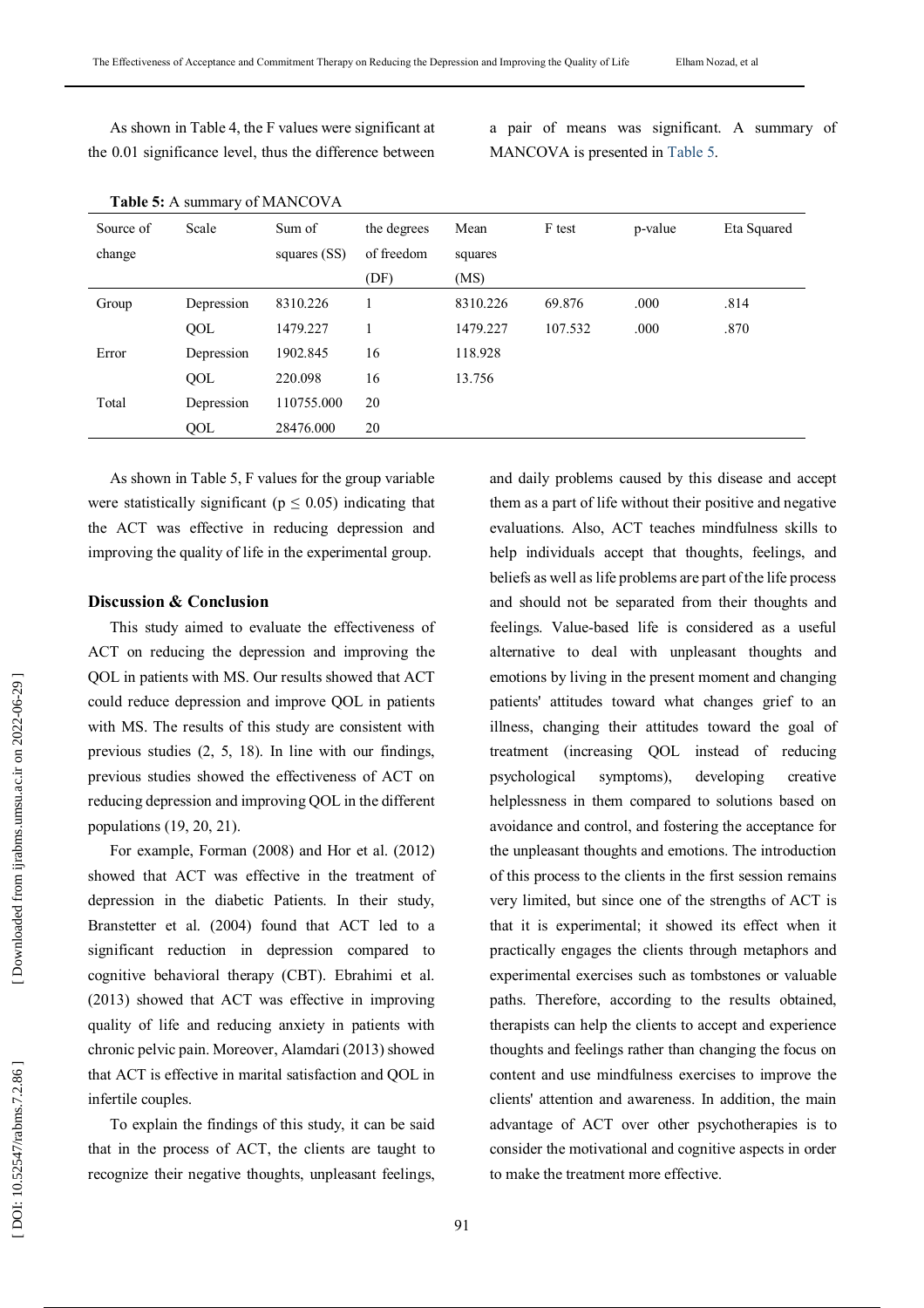As shown in Table 4, the F values were significant at the 0.01 significance level, thus the difference between a pair of means was significant. A summary of MANCOVA is presented in Table 5.

**Table 5:** A summary of MANCOVA

| Source of change | Scale | Sum of squares (SS) | the degrees of freedom (DF) | Mean squares (MS) | F test | p-value | Eta Squared |
|---|---|---|---|---|---|---|---|
| Group | Depression | 8310.226 | 1 | 8310.226 | 69.876 | .000 | .814 |
| | QOL | 1479.227 | 1 | 1479.227 | 107.532 | .000 | .870 |
| Error | Depression | 1902.845 | 16 | 118.928 | | | |
| | QOL | 220.098 | 16 | 13.756 | | | |
| Total | Depression | 110755.000 | 20 | | | | |
| | QOL | 28476.000 | 20 | | | | |

As shown in Table 5, F values for the group variable were statistically significant ($p \leq 0.05$) indicating that the ACT was effective in reducing depression and improving the quality of life in the experimental group.

## Discussion & Conclusion

This study aimed to evaluate the effectiveness of ACT on reducing the depression and improving the QOL in patients with MS. Our results showed that ACT could reduce depression and improve QOL in patients with MS. The results of this study are consistent with previous studies (2, 5, 18). In line with our findings, previous studies showed the effectiveness of ACT on reducing depression and improving QOL in the different populations (19, 20, 21).

For example, Forman (2008) and Hor et al. (2012) showed that ACT was effective in the treatment of depression in the diabetic Patients. In their study, Branstetter et al. (2004) found that ACT led to a significant reduction in depression compared to cognitive behavioral therapy (CBT). Ebrahimi et al. (2013) showed that ACT was effective in improving quality of life and reducing anxiety in patients with chronic pelvic pain. Moreover, Alamdari (2013) showed that ACT is effective in marital satisfaction and QOL in infertile couples.

To explain the findings of this study, it can be said that in the process of ACT, the clients are taught to recognize their negative thoughts, unpleasant feelings, and daily problems caused by this disease and accept them as a part of life without their positive and negative evaluations. Also, ACT teaches mindfulness skills to help individuals accept that thoughts, feelings, and beliefs as well as life problems are part of the life process and should not be separated from their thoughts and feelings. Value-based life is considered as a useful alternative to deal with unpleasant thoughts and emotions by living in the present moment and changing patients' attitudes toward what changes grief to an illness, changing their attitudes toward the goal of treatment (increasing QOL instead of reducing psychological symptoms), developing creative helplessness in them compared to solutions based on avoidance and control, and fostering the acceptance for the unpleasant thoughts and emotions. The introduction of this process to the clients in the first session remains very limited, but since one of the strengths of ACT is that it is experimental; it showed its effect when it practically engages the clients through metaphors and experimental exercises such as tombstones or valuable paths. Therefore, according to the results obtained, therapists can help the clients to accept and experience thoughts and feelings rather than changing the focus on content and use mindfulness exercises to improve the clients' attention and awareness. In addition, the main advantage of ACT over other psychotherapies is to consider the motivational and cognitive aspects in order to make the treatment more effective.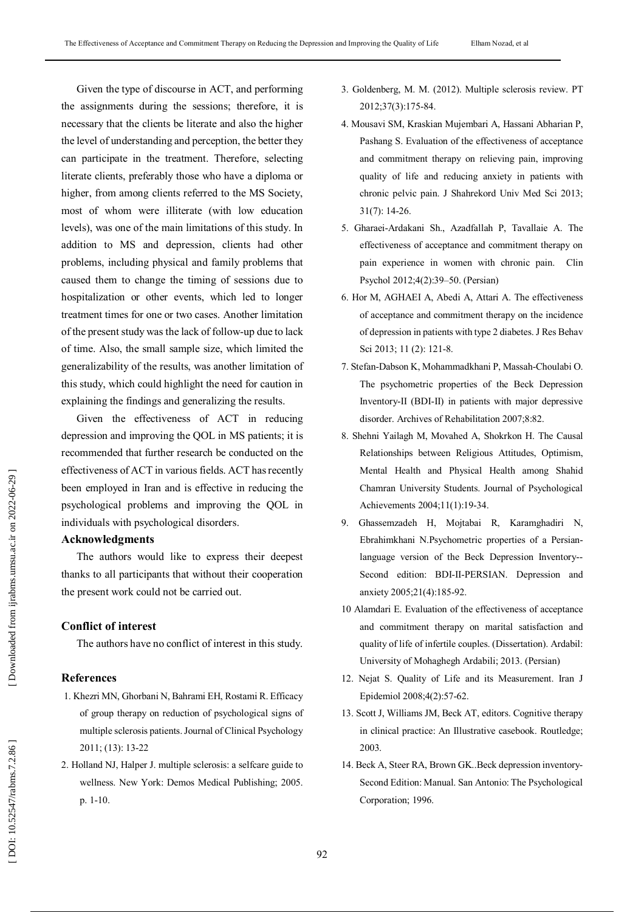Given the type of discourse in ACT, and performing the assignments during the sessions; therefore, it is necessary that the clients be literate and also the higher the level of understanding and perception, the better they can participate in the treatment. Therefore, selecting literate clients, preferably those who have a diploma or higher, from among clients referred to the MS Society, most of whom were illiterate (with low education levels), was one of the main limitations of this study. In addition to MS and depression, clients had other problems, including physical and family problems that caused them to change the timing of sessions due to hospitalization or other events, which led to longer treatment times for one or two cases. Another limitation of the present study was the lack of follow-up due to lack of time. Also, the small sample size, which limited the generalizability of the results, was another limitation of this study, which could highlight the need for caution in explaining the findings and generalizing the results.

Given the effectiveness of ACT in reducing depression and improving the QOL in MS patients; it is recommended that further research be conducted on the effectiveness of ACT in various fields. ACT has recently been employed in Iran and is effective in reducing the psychological problems and improving the QOL in individuals with psychological disorders.

### Acknowledgments

The authors would like to express their deepest thanks to all participants that without their cooperation the present work could not be carried out.

### Conflict of interest

The authors have no conflict of interest in this study.

### References

1. Khezri MN, Ghorbani N, Bahrami EH, Rostami R. Efficacy of group therapy on reduction of psychological signs of multiple sclerosis patients. Journal of Clinical Psychology 2011; (13): 13-22
2. Holland NJ, Halper J. multiple sclerosis: a selfcare guide to wellness. New York: Demos Medical Publishing; 2005. p. 1-10.
3. Goldenberg, M. M. (2012). Multiple sclerosis review. PT 2012;37(3):175-84.
4. Mousavi SM, Kraskian Mujembari A, Hassani Abharian P, Pashang S. Evaluation of the effectiveness of acceptance and commitment therapy on relieving pain, improving quality of life and reducing anxiety in patients with chronic pelvic pain. J Shahrekord Univ Med Sci 2013; 31(7): 14-26.
5. Gharaei-Ardakani Sh., Azadfallah P, Tavallaie A. The effectiveness of acceptance and commitment therapy on pain experience in women with chronic pain. Clin Psychol 2012;4(2):39–50. (Persian)
6. Hor M, AGHAEI A, Abedi A, Attari A. The effectiveness of acceptance and commitment therapy on the incidence of depression in patients with type 2 diabetes. J Res Behav Sci 2013; 11 (2): 121-8.
7. Stefan-Dabson K, Mohammadkhani P, Massah-Choulabi O. The psychometric properties of the Beck Depression Inventory-II (BDI-II) in patients with major depressive disorder. Archives of Rehabilitation 2007;8:82.
8. Shehni Yailagh M, Movahed A, Shokrkon H. The Causal Relationships between Religious Attitudes, Optimism, Mental Health and Physical Health among Shahid Chamran University Students. Journal of Psychological Achievements 2004;11(1):19-34.
9. Ghassemzadeh H, Mojtabai R, Karamghadiri N, Ebrahimkhani N.Psychometric properties of a Persian-language version of the Beck Depression Inventory--Second edition: BDI-II-PERSIAN. Depression and anxiety 2005;21(4):185-92.
10. Alamdari E. Evaluation of the effectiveness of acceptance and commitment therapy on marital satisfaction and quality of life of infertile couples. (Dissertation). Ardabil: University of Mohaghegh Ardabili; 2013. (Persian)
12. Nejat S. Quality of Life and its Measurement. Iran J Epidemiol 2008;4(2):57-62.
13. Scott J, Williams JM, Beck AT, editors. Cognitive therapy in clinical practice: An Illustrative casebook. Routledge; 2003.
14. Beck A, Steer RA, Brown GK..Beck depression inventory-Second Edition: Manual. San Antonio: The Psychological Corporation; 1996.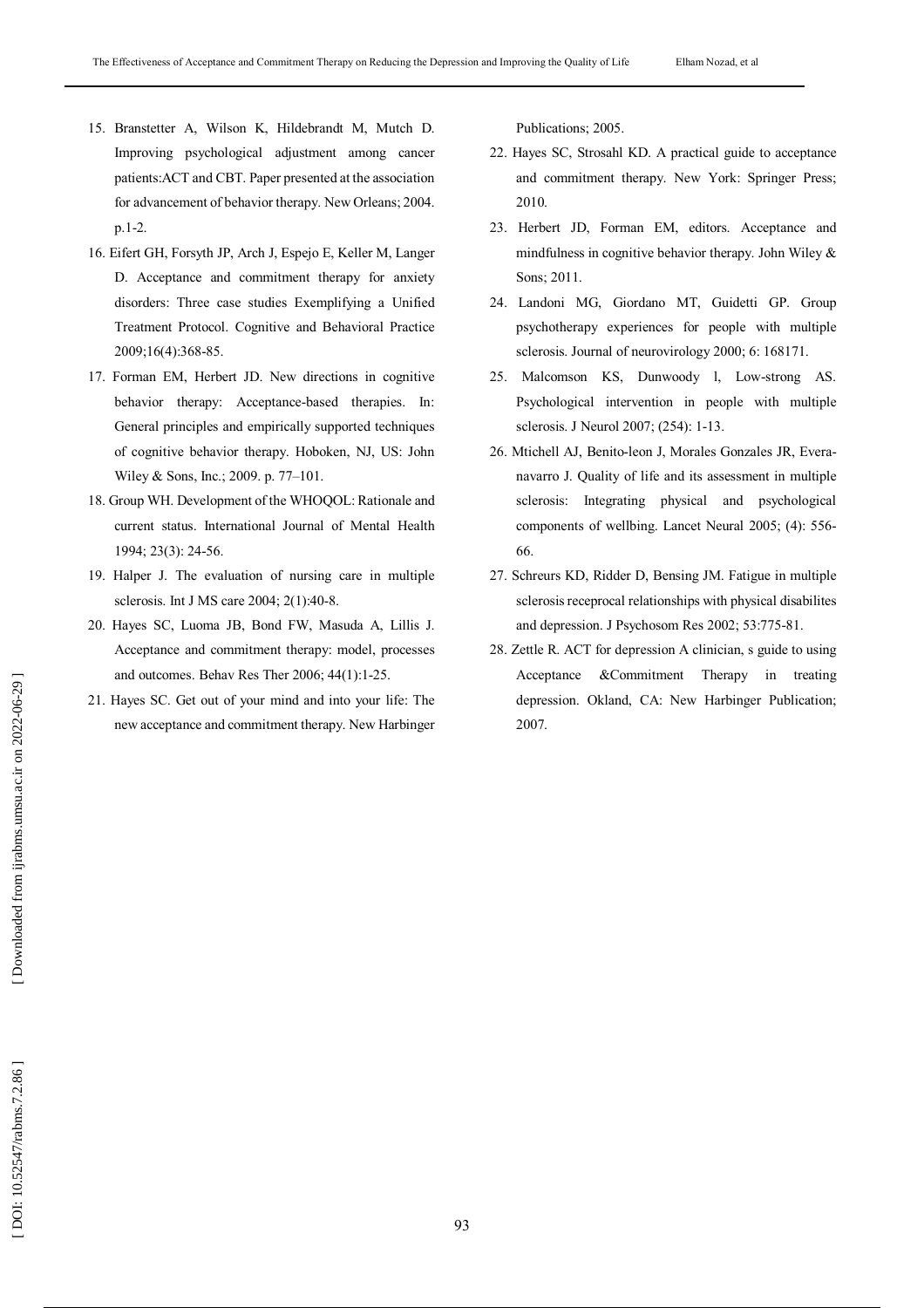15. Branstetter A, Wilson K, Hildebrandt M, Mutch D. Improving psychological adjustment among cancer patients:ACT and CBT. Paper presented at the association for advancement of behavior therapy. New Orleans; 2004. p.1-2.
16. Eifert GH, Forsyth JP, Arch J, Espejo E, Keller M, Langer D. Acceptance and commitment therapy for anxiety disorders: Three case studies Exemplifying a Unified Treatment Protocol. Cognitive and Behavioral Practice 2009;16(4):368-85.
17. Forman EM, Herbert JD. New directions in cognitive behavior therapy: Acceptance-based therapies. In: General principles and empirically supported techniques of cognitive behavior therapy. Hoboken, NJ, US: John Wiley & Sons, Inc.; 2009. p. 77–101.
18. Group WH. Development of the WHOQOL: Rationale and current status. International Journal of Mental Health 1994; 23(3): 24-56.
19. Halper J. The evaluation of nursing care in multiple sclerosis. Int J MS care 2004; 2(1):40-8.
20. Hayes SC, Luoma JB, Bond FW, Masuda A, Lillis J. Acceptance and commitment therapy: model, processes and outcomes. Behav Res Ther 2006; 44(1):1-25.
21. Hayes SC. Get out of your mind and into your life: The new acceptance and commitment therapy. New Harbinger Publications; 2005.
22. Hayes SC, Strosahl KD. A practical guide to acceptance and commitment therapy. New York: Springer Press; 2010.
23. Herbert JD, Forman EM, editors. Acceptance and mindfulness in cognitive behavior therapy. John Wiley & Sons; 2011.
24. Landoni MG, Giordano MT, Guidetti GP. Group psychotherapy experiences for people with multiple sclerosis. Journal of neurovirology 2000; 6: 168171.
25. Malcomson KS, Dunwoody l, Low-strong AS. Psychological intervention in people with multiple sclerosis. J Neurol 2007; (254): 1-13.
26. Mtichell AJ, Benito-leon J, Morales Gonzales JR, Evera-navarro J. Quality of life and its assessment in multiple sclerosis: Integrating physical and psychological components of wellbing. Lancet Neural 2005; (4): 556-66.
27. Schreurs KD, Ridder D, Bensing JM. Fatigue in multiple sclerosis receprocal relationships with physical disabilites and depression. J Psychosom Res 2002; 53:775-81.
28. Zettle R. ACT for depression A clinician, s guide to using Acceptance &Commitment Therapy in treating depression. Okland, CA: New Harbinger Publication; 2007.